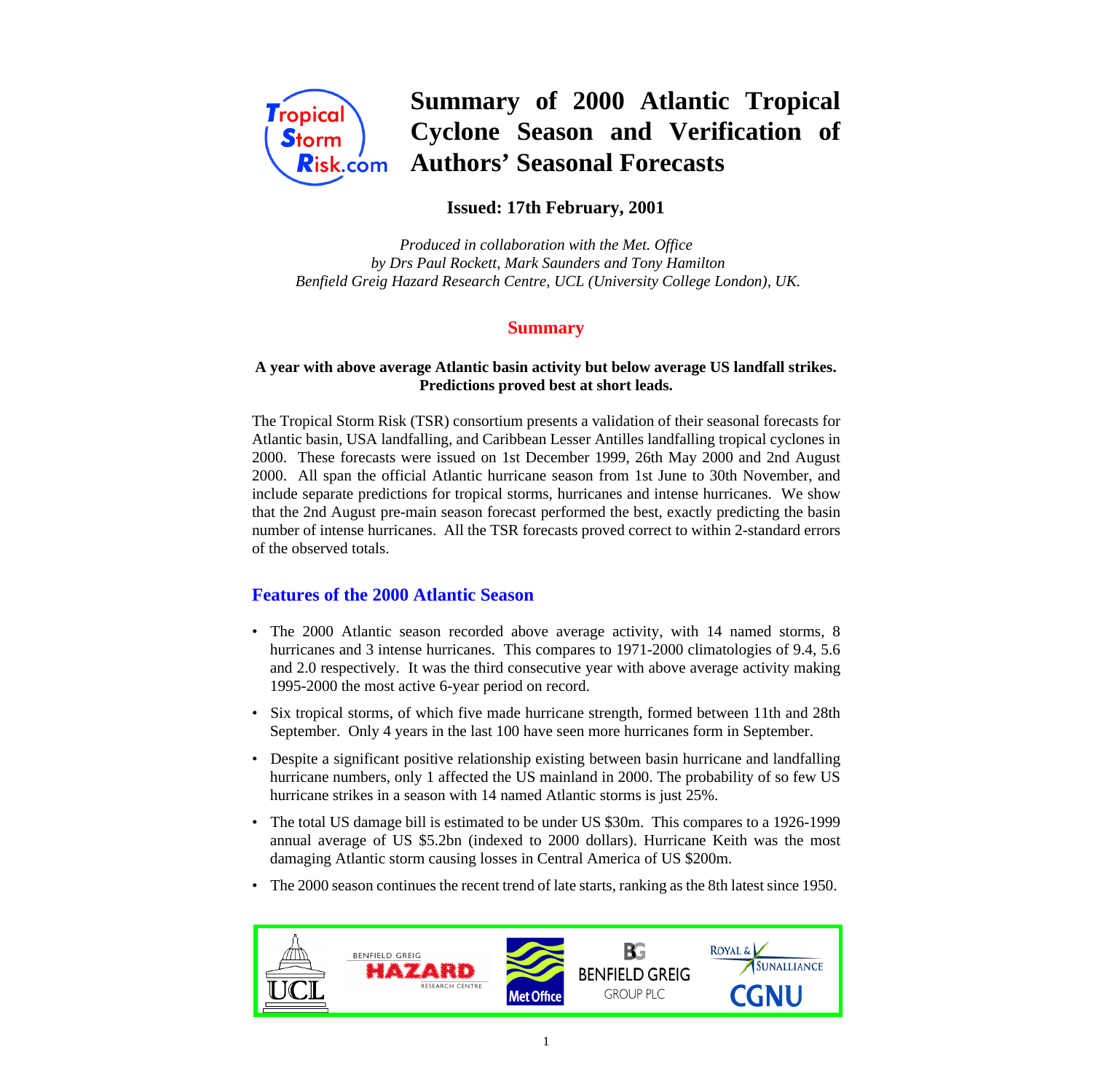# Summary of 2000 Atlantic Tropical Cyclone Season and Verification of Authors' Seasonal Forecasts

**Issued: 17th February, 2001**

*Produced in collaboration with the Met. Office*
*by Drs Paul Rockett, Mark Saunders and Tony Hamilton*
*Benfield Greig Hazard Research Centre, UCL (University College London), UK.*

## Summary

**A year with above average Atlantic basin activity but below average US landfall strikes. Predictions proved best at short leads.**

The Tropical Storm Risk (TSR) consortium presents a validation of their seasonal forecasts for Atlantic basin, USA landfalling, and Caribbean Lesser Antilles landfalling tropical cyclones in 2000. These forecasts were issued on 1st December 1999, 26th May 2000 and 2nd August 2000. All span the official Atlantic hurricane season from 1st June to 30th November, and include separate predictions for tropical storms, hurricanes and intense hurricanes. We show that the 2nd August pre-main season forecast performed the best, exactly predicting the basin number of intense hurricanes. All the TSR forecasts proved correct to within 2-standard errors of the observed totals.

## Features of the 2000 Atlantic Season

- The 2000 Atlantic season recorded above average activity, with 14 named storms, 8 hurricanes and 3 intense hurricanes. This compares to 1971-2000 climatologies of 9.4, 5.6 and 2.0 respectively. It was the third consecutive year with above average activity making 1995-2000 the most active 6-year period on record.
- Six tropical storms, of which five made hurricane strength, formed between 11th and 28th September. Only 4 years in the last 100 have seen more hurricanes form in September.
- Despite a significant positive relationship existing between basin hurricane and landfalling hurricane numbers, only 1 affected the US mainland in 2000. The probability of so few US hurricane strikes in a season with 14 named Atlantic storms is just 25%.
- The total US damage bill is estimated to be under US $30m. This compares to a 1926-1999 annual average of US $5.2bn (indexed to 2000 dollars). Hurricane Keith was the most damaging Atlantic storm causing losses in Central America of US $200m.
- The 2000 season continues the recent trend of late starts, ranking as the 8th latest since 1950.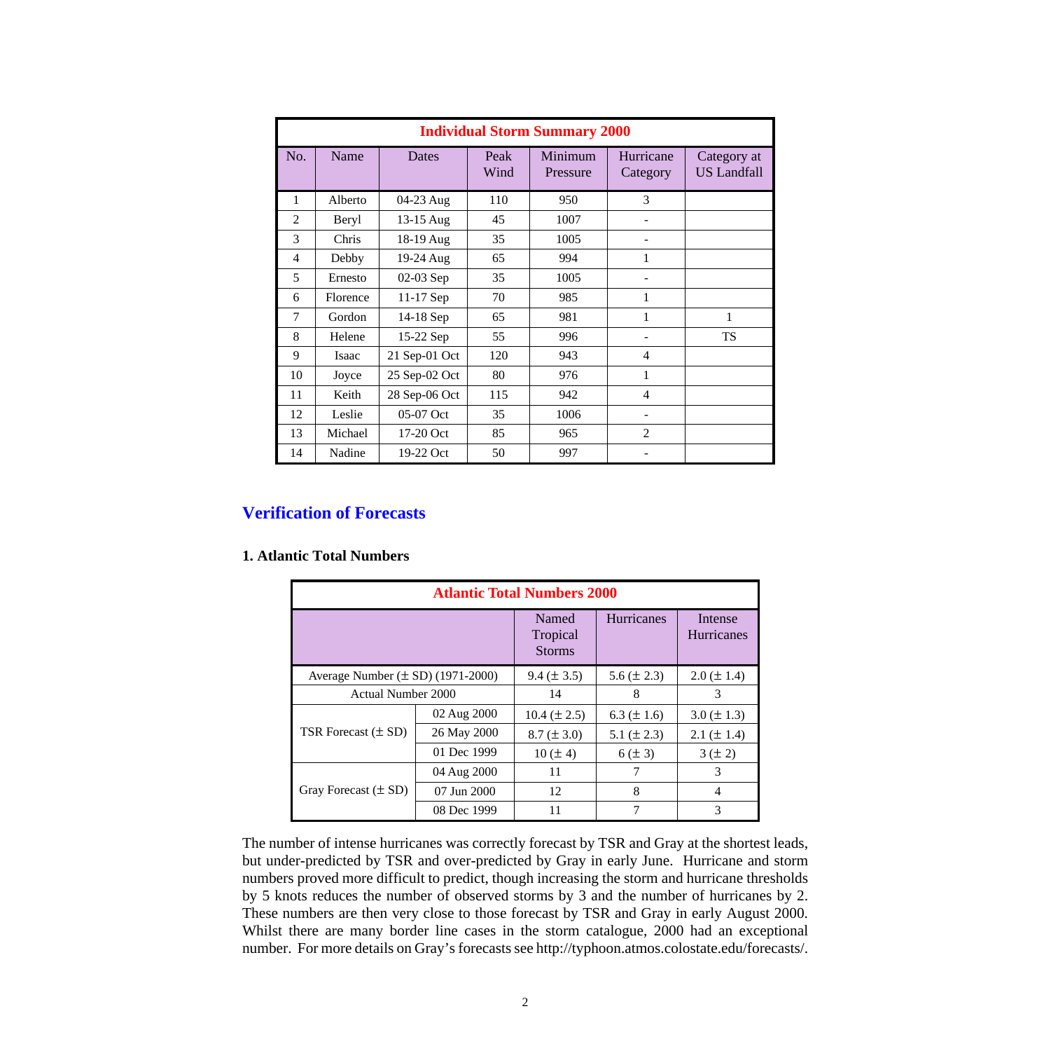| Individual Storm Summary 2000 | | | | | | |
|---|---|---|---|---|---|---|
| No. | Name | Dates | Peak Wind | Minimum Pressure | Hurricane Category | Category at US Landfall |
| 1 | Alberto | 04-23 Aug | 110 | 950 | 3 | |
| 2 | Beryl | 13-15 Aug | 45 | 1007 | - | |
| 3 | Chris | 18-19 Aug | 35 | 1005 | - | |
| 4 | Debby | 19-24 Aug | 65 | 994 | 1 | |
| 5 | Ernesto | 02-03 Sep | 35 | 1005 | - | |
| 6 | Florence | 11-17 Sep | 70 | 985 | 1 | |
| 7 | Gordon | 14-18 Sep | 65 | 981 | 1 | 1 |
| 8 | Helene | 15-22 Sep | 55 | 996 | - | TS |
| 9 | Isaac | 21 Sep-01 Oct | 120 | 943 | 4 | |
| 10 | Joyce | 25 Sep-02 Oct | 80 | 976 | 1 | |
| 11 | Keith | 28 Sep-06 Oct | 115 | 942 | 4 | |
| 12 | Leslie | 05-07 Oct | 35 | 1006 | - | |
| 13 | Michael | 17-20 Oct | 85 | 965 | 2 | |
| 14 | Nadine | 19-22 Oct | 50 | 997 | - | |

## Verification of Forecasts

### 1. Atlantic Total Numbers

| Atlantic Total Numbers 2000 | | | | |
|---|---|---|---|---|
| | | Named Tropical Storms | Hurricanes | Intense Hurricanes |
| Average Number (± SD) (1971-2000) | | 9.4 (± 3.5) | 5.6 (± 2.3) | 2.0 (± 1.4) |
| Actual Number 2000 | | 14 | 8 | 3 |
| TSR Forecast (± SD) | 02 Aug 2000 | 10.4 (± 2.5) | 6.3 (± 1.6) | 3.0 (± 1.3) |
| | 26 May 2000 | 8.7 (± 3.0) | 5.1 (± 2.3) | 2.1 (± 1.4) |
| | 01 Dec 1999 | 10 (± 4) | 6 (± 3) | 3 (± 2) |
| Gray Forecast (± SD) | 04 Aug 2000 | 11 | 7 | 3 |
| | 07 Jun 2000 | 12 | 8 | 4 |
| | 08 Dec 1999 | 11 | 7 | 3 |

The number of intense hurricanes was correctly forecast by TSR and Gray at the shortest leads, but under-predicted by TSR and over-predicted by Gray in early June. Hurricane and storm numbers proved more difficult to predict, though increasing the storm and hurricane thresholds by 5 knots reduces the number of observed storms by 3 and the number of hurricanes by 2. These numbers are then very close to those forecast by TSR and Gray in early August 2000. Whilst there are many border line cases in the storm catalogue, 2000 had an exceptional number. For more details on Gray's forecasts see http://typhoon.atmos.colostate.edu/forecasts/.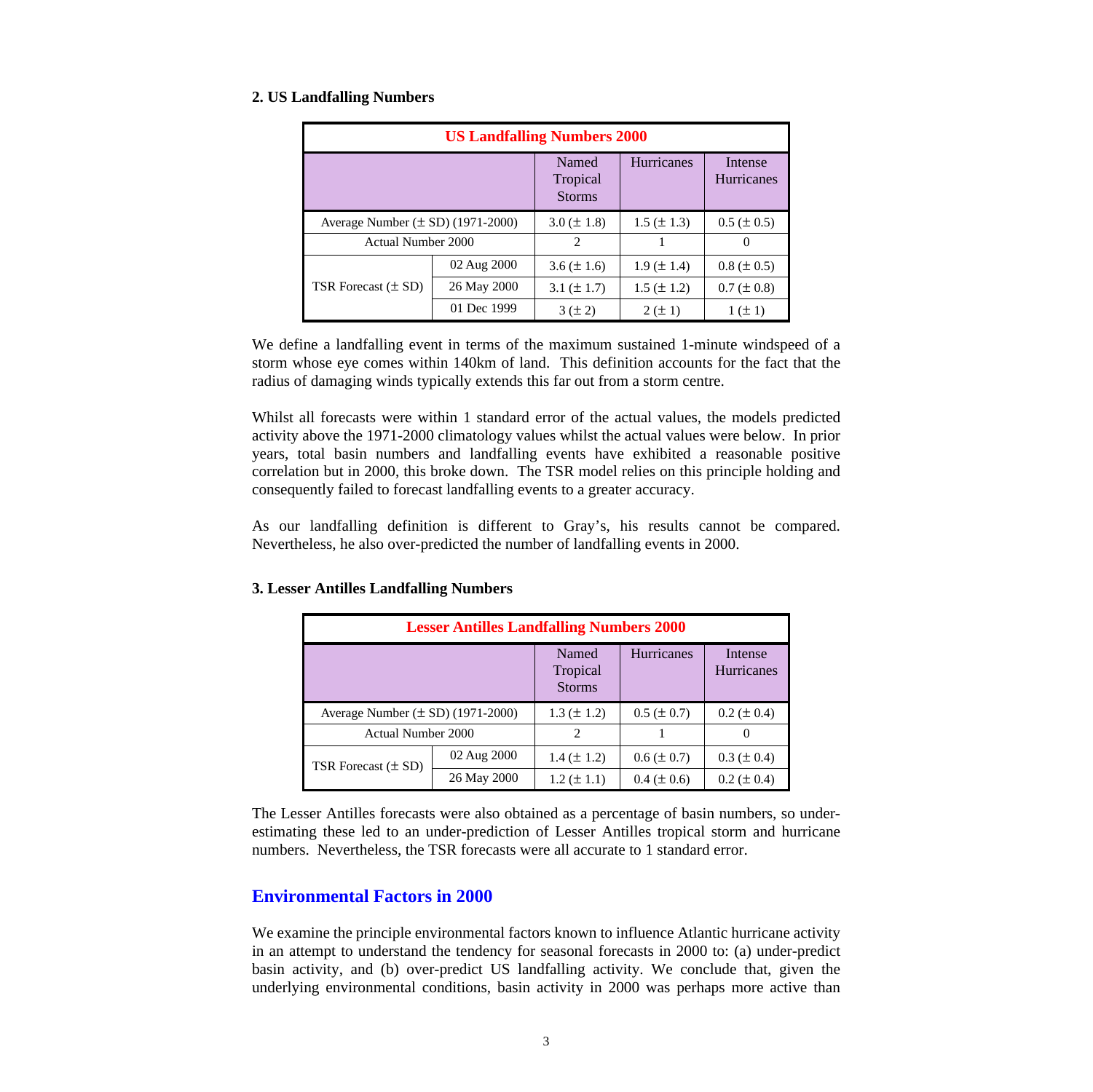**2. US Landfalling Numbers**

| US Landfalling Numbers 2000 | | | | |
|---|---|---|---|---|
| | | Named Tropical Storms | Hurricanes | Intense Hurricanes |
| Average Number (± SD) (1971-2000) | | 3.0 (± 1.8) | 1.5 (± 1.3) | 0.5 (± 0.5) |
| Actual Number 2000 | | 2 | 1 | 0 |
| TSR Forecast (± SD) | 02 Aug 2000 | 3.6 (± 1.6) | 1.9 (± 1.4) | 0.8 (± 0.5) |
| | 26 May 2000 | 3.1 (± 1.7) | 1.5 (± 1.2) | 0.7 (± 0.8) |
| | 01 Dec 1999 | 3 (± 2) | 2 (± 1) | 1 (± 1) |

We define a landfalling event in terms of the maximum sustained 1-minute windspeed of a storm whose eye comes within 140km of land. This definition accounts for the fact that the radius of damaging winds typically extends this far out from a storm centre.

Whilst all forecasts were within 1 standard error of the actual values, the models predicted activity above the 1971-2000 climatology values whilst the actual values were below. In prior years, total basin numbers and landfalling events have exhibited a reasonable positive correlation but in 2000, this broke down. The TSR model relies on this principle holding and consequently failed to forecast landfalling events to a greater accuracy.

As our landfalling definition is different to Gray's, his results cannot be compared. Nevertheless, he also over-predicted the number of landfalling events in 2000.

**3. Lesser Antilles Landfalling Numbers**

| Lesser Antilles Landfalling Numbers 2000 | | | | |
|---|---|---|---|---|
| | | Named Tropical Storms | Hurricanes | Intense Hurricanes |
| Average Number (± SD) (1971-2000) | | 1.3 (± 1.2) | 0.5 (± 0.7) | 0.2 (± 0.4) |
| Actual Number 2000 | | 2 | 1 | 0 |
| TSR Forecast (± SD) | 02 Aug 2000 | 1.4 (± 1.2) | 0.6 (± 0.7) | 0.3 (± 0.4) |
| | 26 May 2000 | 1.2 (± 1.1) | 0.4 (± 0.6) | 0.2 (± 0.4) |

The Lesser Antilles forecasts were also obtained as a percentage of basin numbers, so under-estimating these led to an under-prediction of Lesser Antilles tropical storm and hurricane numbers. Nevertheless, the TSR forecasts were all accurate to 1 standard error.

## Environmental Factors in 2000

We examine the principle environmental factors known to influence Atlantic hurricane activity in an attempt to understand the tendency for seasonal forecasts in 2000 to: (a) under-predict basin activity, and (b) over-predict US landfalling activity. We conclude that, given the underlying environmental conditions, basin activity in 2000 was perhaps more active than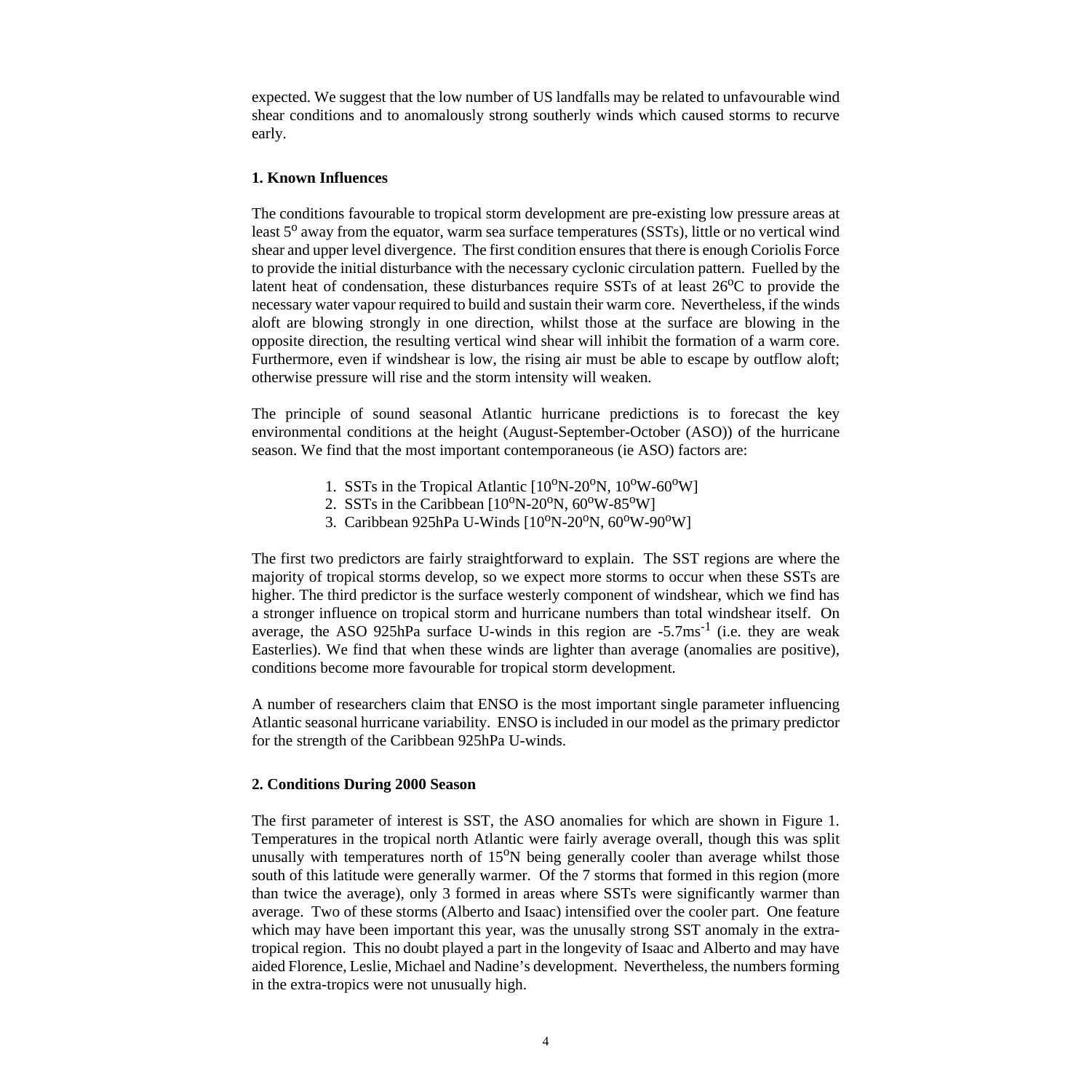expected. We suggest that the low number of US landfalls may be related to unfavourable wind shear conditions and to anomalously strong southerly winds which caused storms to recurve early.

## 1. Known Influences

The conditions favourable to tropical storm development are pre-existing low pressure areas at least $5^{o}$ away from the equator, warm sea surface temperatures (SSTs), little or no vertical wind shear and upper level divergence. The first condition ensures that there is enough Coriolis Force to provide the initial disturbance with the necessary cyclonic circulation pattern. Fuelled by the latent heat of condensation, these disturbances require SSTs of at least $26^{o}$C to provide the necessary water vapour required to build and sustain their warm core. Nevertheless, if the winds aloft are blowing strongly in one direction, whilst those at the surface are blowing in the opposite direction, the resulting vertical wind shear will inhibit the formation of a warm core. Furthermore, even if windshear is low, the rising air must be able to escape by outflow aloft; otherwise pressure will rise and the storm intensity will weaken.

The principle of sound seasonal Atlantic hurricane predictions is to forecast the key environmental conditions at the height (August-September-October (ASO)) of the hurricane season. We find that the most important contemporaneous (ie ASO) factors are:

1. SSTs in the Tropical Atlantic [$10^{o}$N-$20^{o}$N, $10^{o}$W-$60^{o}$W]
2. SSTs in the Caribbean [$10^{o}$N-$20^{o}$N, $60^{o}$W-$85^{o}$W]
3. Caribbean 925hPa U-Winds [$10^{o}$N-$20^{o}$N, $60^{o}$W-$90^{o}$W]

The first two predictors are fairly straightforward to explain. The SST regions are where the majority of tropical storms develop, so we expect more storms to occur when these SSTs are higher. The third predictor is the surface westerly component of windshear, which we find has a stronger influence on tropical storm and hurricane numbers than total windshear itself. On average, the ASO 925hPa surface U-winds in this region are $-5.7ms^{-1}$ (i.e. they are weak Easterlies). We find that when these winds are lighter than average (anomalies are positive), conditions become more favourable for tropical storm development.

A number of researchers claim that ENSO is the most important single parameter influencing Atlantic seasonal hurricane variability. ENSO is included in our model as the primary predictor for the strength of the Caribbean 925hPa U-winds.

## 2. Conditions During 2000 Season

The first parameter of interest is SST, the ASO anomalies for which are shown in Figure 1. Temperatures in the tropical north Atlantic were fairly average overall, though this was split unusally with temperatures north of $15^{o}$N being generally cooler than average whilst those south of this latitude were generally warmer. Of the 7 storms that formed in this region (more than twice the average), only 3 formed in areas where SSTs were significantly warmer than average. Two of these storms (Alberto and Isaac) intensified over the cooler part. One feature which may have been important this year, was the unusally strong SST anomaly in the extra-tropical region. This no doubt played a part in the longevity of Isaac and Alberto and may have aided Florence, Leslie, Michael and Nadine's development. Nevertheless, the numbers forming in the extra-tropics were not unusually high.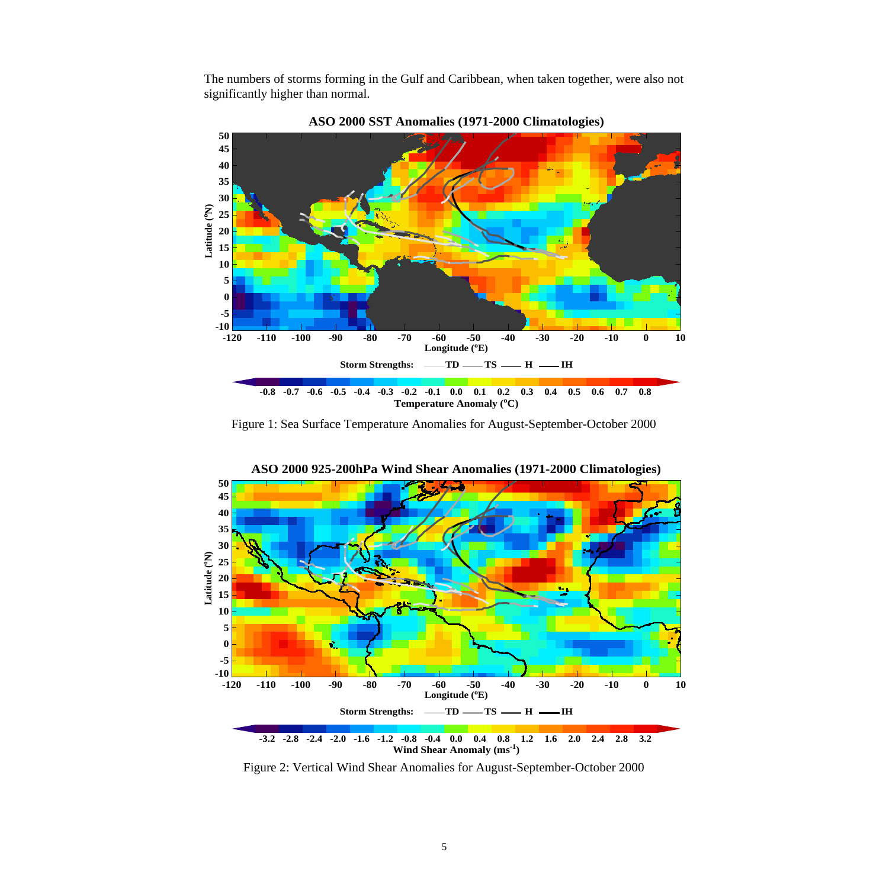The numbers of storms forming in the Gulf and Caribbean, when taken together, were also not significantly higher than normal.

Figure 1: Sea Surface Temperature Anomalies for August-September-October 2000

Figure 2: Vertical Wind Shear Anomalies for August-September-October 2000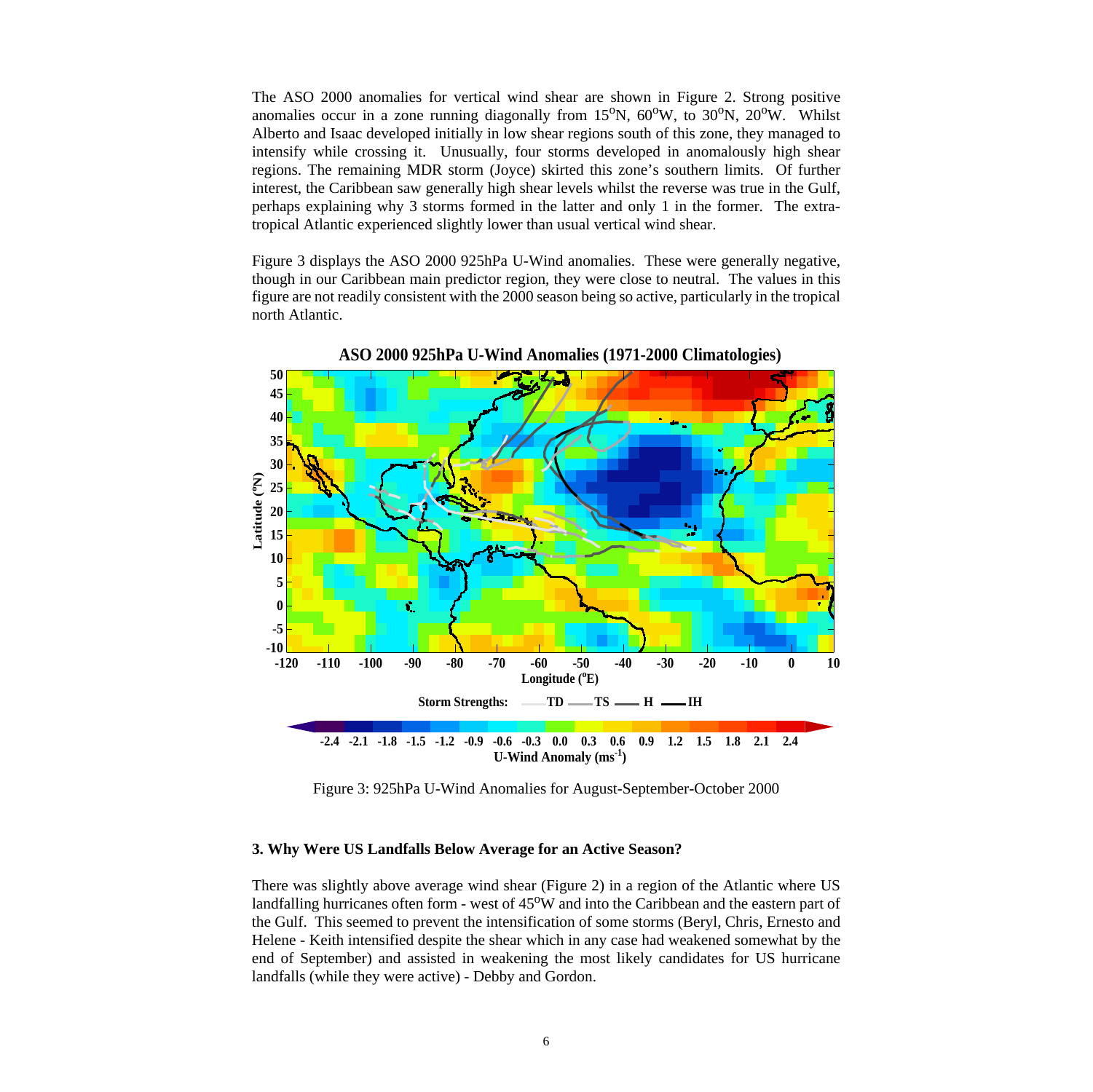The ASO 2000 anomalies for vertical wind shear are shown in Figure 2. Strong positive anomalies occur in a zone running diagonally from 15°N, 60°W, to 30°N, 20°W. Whilst Alberto and Isaac developed initially in low shear regions south of this zone, they managed to intensify while crossing it. Unusually, four storms developed in anomalously high shear regions. The remaining MDR storm (Joyce) skirted this zone's southern limits. Of further interest, the Caribbean saw generally high shear levels whilst the reverse was true in the Gulf, perhaps explaining why 3 storms formed in the latter and only 1 in the former. The extra-tropical Atlantic experienced slightly lower than usual vertical wind shear.

Figure 3 displays the ASO 2000 925hPa U-Wind anomalies. These were generally negative, though in our Caribbean main predictor region, they were close to neutral. The values in this figure are not readily consistent with the 2000 season being so active, particularly in the tropical north Atlantic.

Figure 3: 925hPa U-Wind Anomalies for August-September-October 2000

### 3. Why Were US Landfalls Below Average for an Active Season?

There was slightly above average wind shear (Figure 2) in a region of the Atlantic where US landfalling hurricanes often form - west of 45°W and into the Caribbean and the eastern part of the Gulf. This seemed to prevent the intensification of some storms (Beryl, Chris, Ernesto and Helene - Keith intensified despite the shear which in any case had weakened somewhat by the end of September) and assisted in weakening the most likely candidates for US hurricane landfalls (while they were active) - Debby and Gordon.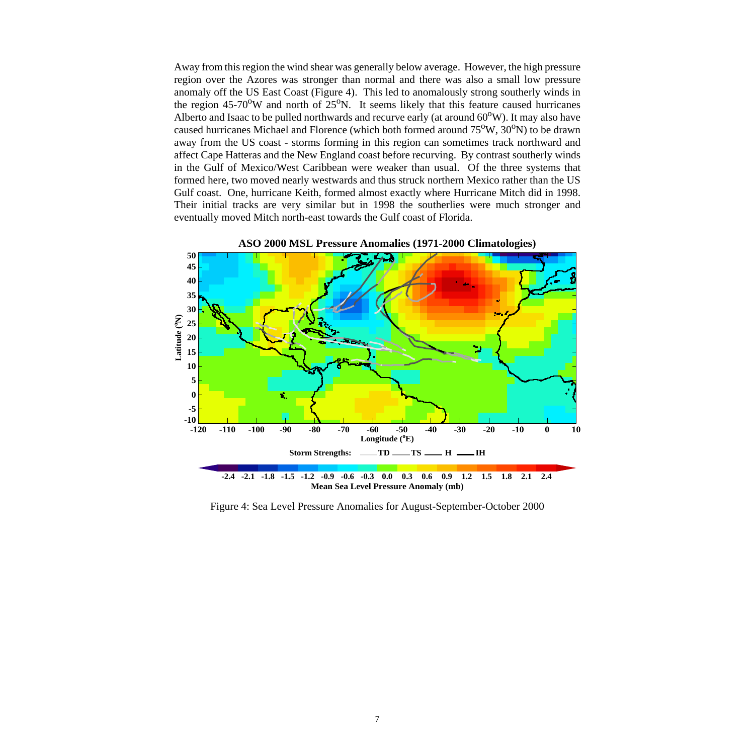Away from this region the wind shear was generally below average. However, the high pressure region over the Azores was stronger than normal and there was also a small low pressure anomaly off the US East Coast (Figure 4). This led to anomalously strong southerly winds in the region 45-70$^{o}$W and north of 25$^{o}$N. It seems likely that this feature caused hurricanes Alberto and Isaac to be pulled northwards and recurve early (at around 60$^{o}$W). It may also have caused hurricanes Michael and Florence (which both formed around 75$^{o}$W, 30$^{o}$N) to be drawn away from the US coast - storms forming in this region can sometimes track northward and affect Cape Hatteras and the New England coast before recurving. By contrast southerly winds in the Gulf of Mexico/West Caribbean were weaker than usual. Of the three systems that formed here, two moved nearly westwards and thus struck northern Mexico rather than the US Gulf coast. One, hurricane Keith, formed almost exactly where Hurricane Mitch did in 1998. Their initial tracks are very similar but in 1998 the southerlies were much stronger and eventually moved Mitch north-east towards the Gulf coast of Florida.

Figure 4: Sea Level Pressure Anomalies for August-September-October 2000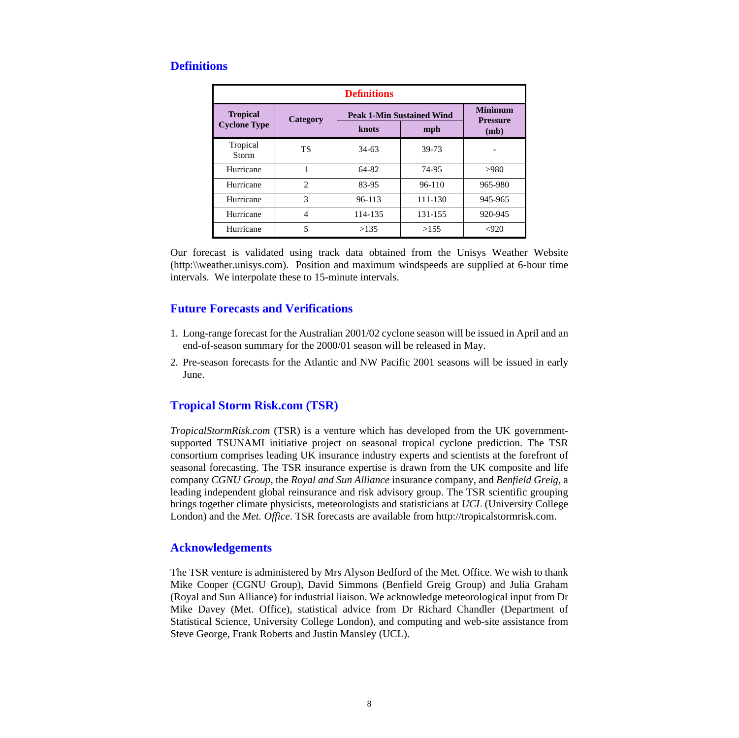## Definitions

| Definitions | | | | |
|---|---|---|---|---|
| **Tropical Cyclone Type** | **Category** | **Peak 1-Min Sustained Wind** | | **Minimum Pressure (mb)** |
| | | **knots** | **mph** | |
| Tropical Storm | TS | 34-63 | 39-73 | - |
| Hurricane | 1 | 64-82 | 74-95 | >980 |
| Hurricane | 2 | 83-95 | 96-110 | 965-980 |
| Hurricane | 3 | 96-113 | 111-130 | 945-965 |
| Hurricane | 4 | 114-135 | 131-155 | 920-945 |
| Hurricane | 5 | >135 | >155 | <920 |

Our forecast is validated using track data obtained from the Unisys Weather Website (http:\\weather.unisys.com). Position and maximum windspeeds are supplied at 6-hour time intervals. We interpolate these to 15-minute intervals.

## Future Forecasts and Verifications

1. Long-range forecast for the Australian 2001/02 cyclone season will be issued in April and an end-of-season summary for the 2000/01 season will be released in May.
2. Pre-season forecasts for the Atlantic and NW Pacific 2001 seasons will be issued in early June.

## Tropical Storm Risk.com (TSR)

*TropicalStormRisk.com* (TSR) is a venture which has developed from the UK government-supported TSUNAMI initiative project on seasonal tropical cyclone prediction. The TSR consortium comprises leading UK insurance industry experts and scientists at the forefront of seasonal forecasting. The TSR insurance expertise is drawn from the UK composite and life company *CGNU Group*, the *Royal and Sun Alliance* insurance company, and *Benfield Greig*, a leading independent global reinsurance and risk advisory group. The TSR scientific grouping brings together climate physicists, meteorologists and statisticians at *UCL* (University College London) and the *Met. Office*. TSR forecasts are available from http://tropicalstormrisk.com.

## Acknowledgements

The TSR venture is administered by Mrs Alyson Bedford of the Met. Office. We wish to thank Mike Cooper (CGNU Group), David Simmons (Benfield Greig Group) and Julia Graham (Royal and Sun Alliance) for industrial liaison. We acknowledge meteorological input from Dr Mike Davey (Met. Office), statistical advice from Dr Richard Chandler (Department of Statistical Science, University College London), and computing and web-site assistance from Steve George, Frank Roberts and Justin Mansley (UCL).